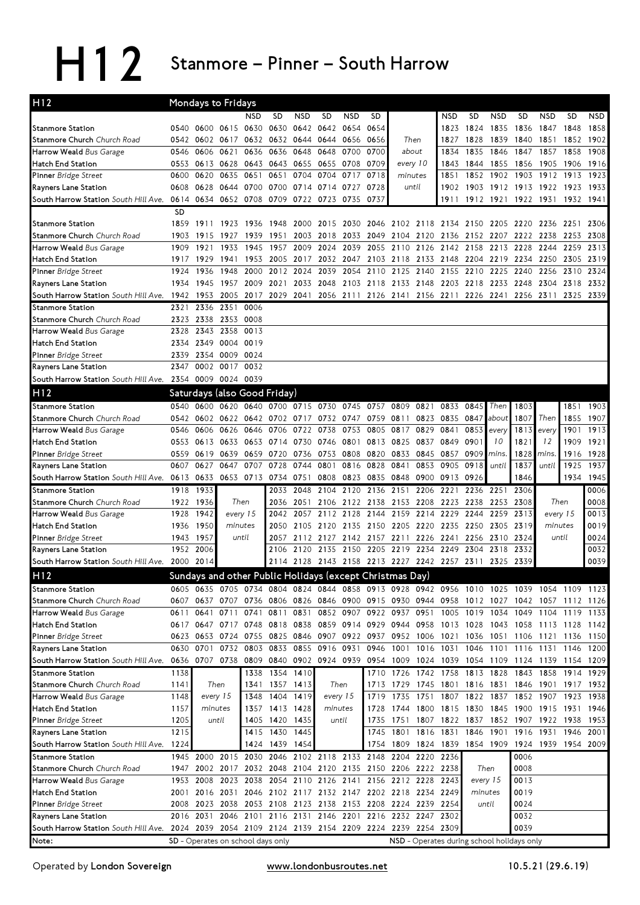# H12 Stanmore – Pinner – South Harrow

## H12 Mondays to Fridays

| | | | | NSD | SD | NSD | SD | NSD | SD | | NSD | SD | NSD | SD | NSD | SD | NSD |
|---|---|---|---|---|---|---|---|---|---|---|---|---|---|---|---|---|---|
| Stanmore Station | 0540 | 0600 | 0615 | 0630 | 0630 | 0642 | 0642 | 0654 | 0654 | Then | 1823 | 1824 | 1835 | 1836 | 1847 | 1848 | 1858 |
| Stanmore Church *Church Road* | 0542 | 0602 | 0617 | 0632 | 0632 | 0644 | 0644 | 0656 | 0656 | about | 1827 | 1828 | 1839 | 1840 | 1851 | 1852 | 1902 |
| Harrow Weald *Bus Garage* | 0546 | 0606 | 0621 | 0636 | 0636 | 0648 | 0648 | 0700 | 0700 | every 10 | 1834 | 1835 | 1846 | 1847 | 1857 | 1858 | 1908 |
| Hatch End Station | 0553 | 0613 | 0628 | 0643 | 0643 | 0655 | 0655 | 0708 | 0709 | minutes | 1843 | 1844 | 1855 | 1856 | 1905 | 1906 | 1916 |
| Pinner *Bridge Street* | 0600 | 0620 | 0635 | 0651 | 0651 | 0704 | 0704 | 0717 | 0718 | until | 1851 | 1852 | 1902 | 1903 | 1912 | 1913 | 1923 |
| Rayners Lane Station | 0608 | 0628 | 0644 | 0700 | 0700 | 0714 | 0714 | 0727 | 0728 | | 1902 | 1903 | 1912 | 1913 | 1922 | 1923 | 1933 |
| South Harrow Station *South Hill Ave.* | 0614 | 0634 | 0652 | 0708 | 0709 | 0722 | 0723 | 0735 | 0737 | | 1911 | 1912 | 1921 | 1922 | 1931 | 1932 | 1941 |

| | SD | | | | | | | | | | | | | | | | | |
|---|---|---|---|---|---|---|---|---|---|---|---|---|---|---|---|---|---|---|
| Stanmore Station | 1859 | 1911 | 1923 | 1936 | 1948 | 2000 | 2015 | 2030 | 2046 | 2102 | 2118 | 2134 | 2150 | 2205 | 2220 | 2236 | 2251 | 2306 |
| Stanmore Church *Church Road* | 1903 | 1915 | 1927 | 1939 | 1951 | 2003 | 2018 | 2033 | 2049 | 2104 | 2120 | 2136 | 2152 | 2207 | 2222 | 2238 | 2253 | 2308 |
| Harrow Weald *Bus Garage* | 1909 | 1921 | 1933 | 1945 | 1957 | 2009 | 2024 | 2039 | 2055 | 2110 | 2126 | 2142 | 2158 | 2213 | 2228 | 2244 | 2259 | 2313 |
| Hatch End Station | 1917 | 1929 | 1941 | 1953 | 2005 | 2017 | 2032 | 2047 | 2103 | 2118 | 2133 | 2148 | 2204 | 2219 | 2234 | 2250 | 2305 | 2319 |
| Pinner *Bridge Street* | 1924 | 1936 | 1948 | 2000 | 2012 | 2024 | 2039 | 2054 | 2110 | 2125 | 2140 | 2155 | 2210 | 2225 | 2240 | 2256 | 2310 | 2324 |
| Rayners Lane Station | 1934 | 1945 | 1957 | 2009 | 2021 | 2033 | 2048 | 2103 | 2118 | 2133 | 2148 | 2203 | 2218 | 2233 | 2248 | 2304 | 2318 | 2332 |
| South Harrow Station *South Hill Ave.* | 1942 | 1953 | 2005 | 2017 | 2029 | 2041 | 2056 | 2111 | 2126 | 2141 | 2156 | 2211 | 2226 | 2241 | 2256 | 2311 | 2325 | 2339 |

| | | | | |
|---|---|---|---|---|
| Stanmore Station | 2321 | 2336 | 2351 | 0006 |
| Stanmore Church *Church Road* | 2323 | 2338 | 2353 | 0008 |
| Harrow Weald *Bus Garage* | 2328 | 2343 | 2358 | 0013 |
| Hatch End Station | 2334 | 2349 | 0004 | 0019 |
| Pinner *Bridge Street* | 2339 | 2354 | 0009 | 0024 |
| Rayners Lane Station | 2347 | 0002 | 0017 | 0032 |
| South Harrow Station *South Hill Ave.* | 2354 | 0009 | 0024 | 0039 |

## H12 Saturdays (also Good Friday)

| | | | | | | | | | | | | | | | | | | |
|---|---|---|---|---|---|---|---|---|---|---|---|---|---|---|---|---|---|---|
| Stanmore Station | 0540 | 0600 | 0620 | 0640 | 0700 | 0715 | 0730 | 0745 | 0757 | 0809 | 0821 | 0833 | 0845 | Then | 1803 | | 1851 | 1903 |
| Stanmore Church *Church Road* | 0542 | 0602 | 0622 | 0642 | 0702 | 0717 | 0732 | 0747 | 0759 | 0811 | 0823 | 0835 | 0847 | about | 1807 | Then | 1855 | 1907 |
| Harrow Weald *Bus Garage* | 0546 | 0606 | 0626 | 0646 | 0706 | 0722 | 0738 | 0753 | 0805 | 0817 | 0829 | 0841 | 0853 | every | 1813 | every | 1901 | 1913 |
| Hatch End Station | 0553 | 0613 | 0633 | 0653 | 0714 | 0730 | 0746 | 0801 | 0813 | 0825 | 0837 | 0849 | 0901 | 10 | 1821 | 12 | 1909 | 1921 |
| Pinner *Bridge Street* | 0559 | 0619 | 0639 | 0659 | 0720 | 0736 | 0753 | 0808 | 0820 | 0833 | 0845 | 0857 | 0909 | mins. | 1828 | mins. | 1916 | 1928 |
| Rayners Lane Station | 0607 | 0627 | 0647 | 0707 | 0728 | 0744 | 0801 | 0816 | 0828 | 0841 | 0853 | 0905 | 0918 | until | 1837 | until | 1925 | 1937 |
| South Harrow Station *South Hill Ave.* | 0613 | 0633 | 0653 | 0713 | 0734 | 0751 | 0808 | 0823 | 0835 | 0848 | 0900 | 0913 | 0926 | | 1846 | | 1934 | 1945 |

| | | | | | | | | | | | | | | | | |
|---|---|---|---|---|---|---|---|---|---|---|---|---|---|---|---|---|
| Stanmore Station | 1918 | 1933 | | 2033 | 2048 | 2104 | 2120 | 2136 | 2151 | 2206 | 2221 | 2236 | 2251 | 2306 | | 0006 |
| Stanmore Church *Church Road* | 1922 | 1936 | Then | 2036 | 2051 | 2106 | 2122 | 2138 | 2153 | 2208 | 2223 | 2238 | 2253 | 2308 | Then | 0008 |
| Harrow Weald *Bus Garage* | 1928 | 1942 | every 15 | 2042 | 2057 | 2112 | 2128 | 2144 | 2159 | 2214 | 2229 | 2244 | 2259 | 2313 | every 15 | 0013 |
| Hatch End Station | 1936 | 1950 | minutes | 2050 | 2105 | 2120 | 2135 | 2150 | 2205 | 2220 | 2235 | 2250 | 2305 | 2319 | minutes | 0019 |
| Pinner *Bridge Street* | 1943 | 1957 | until | 2057 | 2112 | 2127 | 2142 | 2157 | 2211 | 2226 | 2241 | 2256 | 2310 | 2324 | until | 0024 |
| Rayners Lane Station | 1952 | 2006 | | 2106 | 2120 | 2135 | 2150 | 2205 | 2219 | 2234 | 2249 | 2304 | 2318 | 2332 | | 0032 |
| South Harrow Station *South Hill Ave.* | 2000 | 2014 | | 2114 | 2128 | 2143 | 2158 | 2213 | 2227 | 2242 | 2257 | 2311 | 2325 | 2339 | | 0039 |

## H12 Sundays and other Public Holidays (except Christmas Day)

| | | | | | | | | | | | | | | | | | | |
|---|---|---|---|---|---|---|---|---|---|---|---|---|---|---|---|---|---|---|
| Stanmore Station | 0605 | 0635 | 0705 | 0734 | 0804 | 0824 | 0844 | 0858 | 0913 | 0928 | 0942 | 0956 | 1010 | 1025 | 1039 | 1054 | 1109 | 1123 |
| Stanmore Church *Church Road* | 0607 | 0637 | 0707 | 0736 | 0806 | 0826 | 0846 | 0900 | 0915 | 0930 | 0944 | 0958 | 1012 | 1027 | 1042 | 1057 | 1112 | 1126 |
| Harrow Weald *Bus Garage* | 0611 | 0641 | 0711 | 0741 | 0811 | 0831 | 0852 | 0907 | 0922 | 0937 | 0951 | 1005 | 1019 | 1034 | 1049 | 1104 | 1119 | 1133 |
| Hatch End Station | 0617 | 0647 | 0717 | 0748 | 0818 | 0838 | 0859 | 0914 | 0929 | 0944 | 0958 | 1013 | 1028 | 1043 | 1058 | 1113 | 1128 | 1142 |
| Pinner *Bridge Street* | 0623 | 0653 | 0724 | 0755 | 0825 | 0846 | 0907 | 0922 | 0937 | 0952 | 1006 | 1021 | 1036 | 1051 | 1106 | 1121 | 1136 | 1150 |
| Rayners Lane Station | 0630 | 0701 | 0732 | 0803 | 0833 | 0855 | 0916 | 0931 | 0946 | 1001 | 1016 | 1031 | 1046 | 1101 | 1116 | 1131 | 1146 | 1200 |
| South Harrow Station *South Hill Ave.* | 0636 | 0707 | 0738 | 0809 | 0840 | 0902 | 0924 | 0939 | 0954 | 1009 | 1024 | 1039 | 1054 | 1109 | 1124 | 1139 | 1154 | 1209 |

| | | | | | | | | | | | | | | | | | |
|---|---|---|---|---|---|---|---|---|---|---|---|---|---|---|---|---|---|
| Stanmore Station | 1138 | | 1338 | 1354 | 1410 | | 1710 | 1726 | 1742 | 1758 | 1813 | 1828 | 1843 | 1858 | 1914 | 1929 |
| Stanmore Church *Church Road* | 1141 | Then | 1341 | 1357 | 1413 | Then | 1713 | 1729 | 1745 | 1801 | 1816 | 1831 | 1846 | 1901 | 1917 | 1932 |
| Harrow Weald *Bus Garage* | 1148 | every 15 | 1348 | 1404 | 1419 | every 15 | 1719 | 1735 | 1751 | 1807 | 1822 | 1837 | 1852 | 1907 | 1923 | 1938 |
| Hatch End Station | 1157 | minutes | 1357 | 1413 | 1428 | minutes | 1728 | 1744 | 1800 | 1815 | 1830 | 1845 | 1900 | 1915 | 1931 | 1946 |
| Pinner *Bridge Street* | 1205 | until | 1405 | 1420 | 1435 | until | 1735 | 1751 | 1807 | 1822 | 1837 | 1852 | 1907 | 1922 | 1938 | 1953 |
| Rayners Lane Station | 1215 | | 1415 | 1430 | 1445 | | 1745 | 1801 | 1816 | 1831 | 1846 | 1901 | 1916 | 1931 | 1946 | 2001 |
| South Harrow Station *South Hill Ave.* | 1224 | | 1424 | 1439 | 1454 | | 1754 | 1809 | 1824 | 1839 | 1854 | 1909 | 1924 | 1939 | 1954 | 2009 |

| | | | | | | | | | | | | | | |
|---|---|---|---|---|---|---|---|---|---|---|---|---|---|---|
| Stanmore Station | 1945 | 2000 | 2015 | 2030 | 2046 | 2102 | 2118 | 2133 | 2148 | 2204 | 2220 | 2236 | | 0006 |
| Stanmore Church *Church Road* | 1947 | 2002 | 2017 | 2032 | 2048 | 2104 | 2120 | 2135 | 2150 | 2206 | 2222 | 2238 | Then | 0008 |
| Harrow Weald *Bus Garage* | 1953 | 2008 | 2023 | 2038 | 2054 | 2110 | 2126 | 2141 | 2156 | 2212 | 2228 | 2243 | every 15 | 0013 |
| Hatch End Station | 2001 | 2016 | 2031 | 2046 | 2102 | 2117 | 2132 | 2147 | 2202 | 2218 | 2234 | 2249 | minutes | 0019 |
| Pinner *Bridge Street* | 2008 | 2023 | 2038 | 2053 | 2108 | 2123 | 2138 | 2153 | 2208 | 2224 | 2239 | 2254 | until | 0024 |
| Rayners Lane Station | 2016 | 2031 | 2046 | 2101 | 2116 | 2131 | 2146 | 2201 | 2216 | 2232 | 2247 | 2302 | | 0032 |
| South Harrow Station *South Hill Ave.* | 2024 | 2039 | 2054 | 2109 | 2124 | 2139 | 2154 | 2209 | 2224 | 2239 | 2254 | 2309 | | 0039 |

Note: **SD** - Operates on school days only **NSD** - Operates during school holidays only

Operated by **London Sovereign** www.londonbusroutes.net 10.5.21 (29.6.19)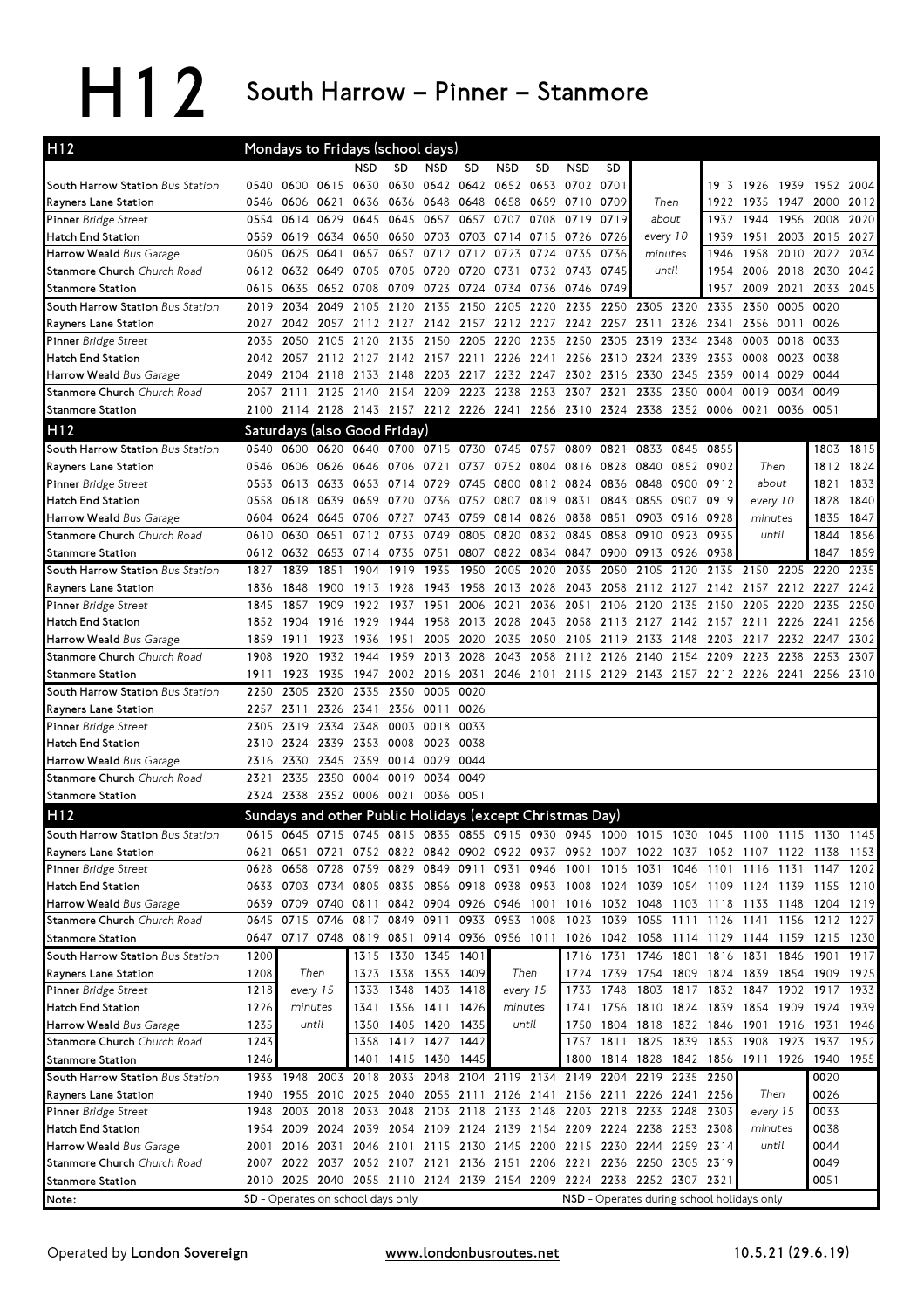# H12 South Harrow – Pinner – Stanmore

## Mondays to Fridays (school days)

| H12 | | | | NSD | SD | NSD | SD | NSD | SD | NSD | SD | | | | | | | |
|---|---|---|---|---|---|---|---|---|---|---|---|---|---|---|---|---|---|---|
| South Harrow Station *Bus Station* | 0540 | 0600 | 0615 | 0630 | 0630 | 0642 | 0642 | 0652 | 0653 | 0702 | 0701 | | | 1913 | 1926 | 1939 | 1952 | 2004 |
| Rayners Lane Station | 0546 | 0606 | 0621 | 0636 | 0636 | 0648 | 0648 | 0658 | 0659 | 0710 | 0709 | *Then* | | 1922 | 1935 | 1947 | 2000 | 2012 |
| Pinner *Bridge Street* | 0554 | 0614 | 0629 | 0645 | 0645 | 0657 | 0657 | 0707 | 0708 | 0719 | 0719 | *about* | | 1932 | 1944 | 1956 | 2008 | 2020 |
| Hatch End Station | 0559 | 0619 | 0634 | 0650 | 0650 | 0703 | 0703 | 0714 | 0715 | 0726 | 0726 | *every 10* | | 1939 | 1951 | 2003 | 2015 | 2027 |
| Harrow Weald *Bus Garage* | 0605 | 0625 | 0641 | 0657 | 0657 | 0712 | 0712 | 0723 | 0724 | 0735 | 0736 | *minutes* | | 1946 | 1958 | 2010 | 2022 | 2034 |
| Stanmore Church *Church Road* | 0612 | 0632 | 0649 | 0705 | 0705 | 0720 | 0720 | 0731 | 0732 | 0743 | 0745 | *until* | | 1954 | 2006 | 2018 | 2030 | 2042 |
| Stanmore Station | 0615 | 0635 | 0652 | 0708 | 0709 | 0723 | 0724 | 0734 | 0736 | 0746 | 0749 | | | 1957 | 2009 | 2021 | 2033 | 2045 |

| | | | | | | | | | | | | | | | | | |
|---|---|---|---|---|---|---|---|---|---|---|---|---|---|---|---|---|---|
| South Harrow Station *Bus Station* | 2019 | 2034 | 2049 | 2105 | 2120 | 2135 | 2150 | 2205 | 2220 | 2235 | 2250 | 2305 | 2320 | 2335 | 2350 | 0005 | 0020 |
| Rayners Lane Station | 2027 | 2042 | 2057 | 2112 | 2127 | 2142 | 2157 | 2212 | 2227 | 2242 | 2257 | 2311 | 2326 | 2341 | 2356 | 0011 | 0026 |
| Pinner *Bridge Street* | 2035 | 2050 | 2105 | 2120 | 2135 | 2150 | 2205 | 2220 | 2235 | 2250 | 2305 | 2319 | 2334 | 2348 | 0003 | 0018 | 0033 |
| Hatch End Station | 2042 | 2057 | 2112 | 2127 | 2142 | 2157 | 2211 | 2226 | 2241 | 2256 | 2310 | 2324 | 2339 | 2353 | 0008 | 0023 | 0038 |
| Harrow Weald *Bus Garage* | 2049 | 2104 | 2118 | 2133 | 2148 | 2203 | 2217 | 2232 | 2247 | 2302 | 2316 | 2330 | 2345 | 2359 | 0014 | 0029 | 0044 |
| Stanmore Church *Church Road* | 2057 | 2111 | 2125 | 2140 | 2154 | 2209 | 2223 | 2238 | 2253 | 2307 | 2321 | 2335 | 2350 | 0004 | 0019 | 0034 | 0049 |
| Stanmore Station | 2100 | 2114 | 2128 | 2143 | 2157 | 2212 | 2226 | 2241 | 2256 | 2310 | 2324 | 2338 | 2352 | 0006 | 0021 | 0036 | 0051 |

## Saturdays (also Good Friday)

| H12 | | | | | | | | | | | | | | | | | |
|---|---|---|---|---|---|---|---|---|---|---|---|---|---|---|---|---|---|
| South Harrow Station *Bus Station* | 0540 | 0600 | 0620 | 0640 | 0700 | 0715 | 0730 | 0745 | 0757 | 0809 | 0821 | 0833 | 0845 | 0855 | | 1803 | 1815 |
| Rayners Lane Station | 0546 | 0606 | 0626 | 0646 | 0706 | 0721 | 0737 | 0752 | 0804 | 0816 | 0828 | 0840 | 0852 | 0902 | *Then* | 1812 | 1824 |
| Pinner *Bridge Street* | 0553 | 0613 | 0633 | 0653 | 0714 | 0729 | 0745 | 0800 | 0812 | 0824 | 0836 | 0848 | 0900 | 0912 | *about* | 1821 | 1833 |
| Hatch End Station | 0558 | 0618 | 0639 | 0659 | 0720 | 0736 | 0752 | 0807 | 0819 | 0831 | 0843 | 0855 | 0907 | 0919 | *every 10* | 1828 | 1840 |
| Harrow Weald *Bus Garage* | 0604 | 0624 | 0645 | 0706 | 0727 | 0743 | 0759 | 0814 | 0826 | 0838 | 0851 | 0903 | 0916 | 0928 | *minutes* | 1835 | 1847 |
| Stanmore Church *Church Road* | 0610 | 0630 | 0651 | 0712 | 0733 | 0749 | 0805 | 0820 | 0832 | 0845 | 0858 | 0910 | 0923 | 0935 | *until* | 1844 | 1856 |
| Stanmore Station | 0612 | 0632 | 0653 | 0714 | 0735 | 0751 | 0807 | 0822 | 0834 | 0847 | 0900 | 0913 | 0926 | 0938 | | 1847 | 1859 |

| | | | | | | | | | | | | | | | | | |
|---|---|---|---|---|---|---|---|---|---|---|---|---|---|---|---|---|---|
| South Harrow Station *Bus Station* | 1827 | 1839 | 1851 | 1904 | 1919 | 1935 | 1950 | 2005 | 2020 | 2035 | 2050 | 2105 | 2120 | 2135 | 2150 | 2205 | 2220 | 2235 |
| Rayners Lane Station | 1836 | 1848 | 1900 | 1913 | 1928 | 1943 | 1958 | 2013 | 2028 | 2043 | 2058 | 2112 | 2127 | 2142 | 2157 | 2212 | 2227 | 2242 |
| Pinner *Bridge Street* | 1845 | 1857 | 1909 | 1922 | 1937 | 1951 | 2006 | 2021 | 2036 | 2051 | 2106 | 2120 | 2135 | 2150 | 2205 | 2220 | 2235 | 2250 |
| Hatch End Station | 1852 | 1904 | 1916 | 1929 | 1944 | 1958 | 2013 | 2028 | 2043 | 2058 | 2113 | 2127 | 2142 | 2157 | 2211 | 2226 | 2241 | 2256 |
| Harrow Weald *Bus Garage* | 1859 | 1911 | 1923 | 1936 | 1951 | 2005 | 2020 | 2035 | 2050 | 2105 | 2119 | 2133 | 2148 | 2203 | 2217 | 2232 | 2247 | 2302 |
| Stanmore Church *Church Road* | 1908 | 1920 | 1932 | 1944 | 1959 | 2013 | 2028 | 2043 | 2058 | 2112 | 2126 | 2140 | 2154 | 2209 | 2223 | 2238 | 2253 | 2307 |
| Stanmore Station | 1911 | 1923 | 1935 | 1947 | 2002 | 2016 | 2031 | 2046 | 2101 | 2115 | 2129 | 2143 | 2157 | 2212 | 2226 | 2241 | 2256 | 2310 |

| | | | | | | | |
|---|---|---|---|---|---|---|---|
| South Harrow Station *Bus Station* | 2250 | 2305 | 2320 | 2335 | 2350 | 0005 | 0020 |
| Rayners Lane Station | 2257 | 2311 | 2326 | 2341 | 2356 | 0011 | 0026 |
| Pinner *Bridge Street* | 2305 | 2319 | 2334 | 2348 | 0003 | 0018 | 0033 |
| Hatch End Station | 2310 | 2324 | 2339 | 2353 | 0008 | 0023 | 0038 |
| Harrow Weald *Bus Garage* | 2316 | 2330 | 2345 | 2359 | 0014 | 0029 | 0044 |
| Stanmore Church *Church Road* | 2321 | 2335 | 2350 | 0004 | 0019 | 0034 | 0049 |
| Stanmore Station | 2324 | 2338 | 2352 | 0006 | 0021 | 0036 | 0051 |

## Sundays and other Public Holidays (except Christmas Day)

| H12 | | | | | | | | | | | | | | | | | | |
|---|---|---|---|---|---|---|---|---|---|---|---|---|---|---|---|---|---|---|
| South Harrow Station *Bus Station* | 0615 | 0645 | 0715 | 0745 | 0815 | 0835 | 0855 | 0915 | 0930 | 0945 | 1000 | 1015 | 1030 | 1045 | 1100 | 1115 | 1130 | 1145 |
| Rayners Lane Station | 0621 | 0651 | 0721 | 0752 | 0822 | 0842 | 0902 | 0922 | 0937 | 0952 | 1007 | 1022 | 1037 | 1052 | 1107 | 1122 | 1138 | 1153 |
| Pinner *Bridge Street* | 0628 | 0658 | 0728 | 0759 | 0829 | 0849 | 0911 | 0931 | 0946 | 1001 | 1016 | 1031 | 1046 | 1101 | 1116 | 1131 | 1147 | 1202 |
| Hatch End Station | 0633 | 0703 | 0734 | 0805 | 0835 | 0856 | 0918 | 0938 | 0953 | 1008 | 1024 | 1039 | 1054 | 1109 | 1124 | 1139 | 1155 | 1210 |
| Harrow Weald *Bus Garage* | 0639 | 0709 | 0740 | 0811 | 0842 | 0904 | 0926 | 0946 | 1001 | 1016 | 1032 | 1048 | 1103 | 1118 | 1133 | 1148 | 1204 | 1219 |
| Stanmore Church *Church Road* | 0645 | 0715 | 0746 | 0817 | 0849 | 0911 | 0933 | 0953 | 1008 | 1023 | 1039 | 1055 | 1111 | 1126 | 1141 | 1156 | 1212 | 1227 |
| Stanmore Station | 0647 | 0717 | 0748 | 0819 | 0851 | 0914 | 0936 | 0956 | 1011 | 1026 | 1042 | 1058 | 1114 | 1129 | 1144 | 1159 | 1215 | 1230 |

| | | | | | | | | | | | | | | | | |
|---|---|---|---|---|---|---|---|---|---|---|---|---|---|---|---|---|
| South Harrow Station *Bus Station* | 1200 | | 1315 | 1330 | 1345 | 1401 | | 1716 | 1731 | 1746 | 1801 | 1816 | 1831 | 1846 | 1901 | 1917 |
| Rayners Lane Station | 1208 | *Then* | 1323 | 1338 | 1353 | 1409 | *Then* | 1724 | 1739 | 1754 | 1809 | 1824 | 1839 | 1854 | 1909 | 1925 |
| Pinner *Bridge Street* | 1218 | *every 15* | 1333 | 1348 | 1403 | 1418 | *every 15* | 1733 | 1748 | 1803 | 1817 | 1832 | 1847 | 1902 | 1917 | 1933 |
| Hatch End Station | 1226 | *minutes* | 1341 | 1356 | 1411 | 1426 | *minutes* | 1741 | 1756 | 1810 | 1824 | 1839 | 1854 | 1909 | 1924 | 1939 |
| Harrow Weald *Bus Garage* | 1235 | *until* | 1350 | 1405 | 1420 | 1435 | *until* | 1750 | 1804 | 1818 | 1832 | 1846 | 1901 | 1916 | 1931 | 1946 |
| Stanmore Church *Church Road* | 1243 | | 1358 | 1412 | 1427 | 1442 | | 1757 | 1811 | 1825 | 1839 | 1853 | 1908 | 1923 | 1937 | 1952 |
| Stanmore Station | 1246 | | 1401 | 1415 | 1430 | 1445 | | 1800 | 1814 | 1828 | 1842 | 1856 | 1911 | 1926 | 1940 | 1955 |

| | | | | | | | | | | | | | | | | |
|---|---|---|---|---|---|---|---|---|---|---|---|---|---|---|---|---|
| South Harrow Station *Bus Station* | 1933 | 1948 | 2003 | 2018 | 2033 | 2048 | 2104 | 2119 | 2134 | 2149 | 2204 | 2219 | 2235 | 2250 | | 0020 |
| Rayners Lane Station | 1940 | 1955 | 2010 | 2025 | 2040 | 2055 | 2111 | 2126 | 2141 | 2156 | 2211 | 2226 | 2241 | 2256 | *Then* | 0026 |
| Pinner *Bridge Street* | 1948 | 2003 | 2018 | 2033 | 2048 | 2103 | 2118 | 2133 | 2148 | 2203 | 2218 | 2233 | 2248 | 2303 | *every 15* | 0033 |
| Hatch End Station | 1954 | 2009 | 2024 | 2039 | 2054 | 2109 | 2124 | 2139 | 2154 | 2209 | 2224 | 2238 | 2253 | 2308 | *minutes* | 0038 |
| Harrow Weald *Bus Garage* | 2001 | 2016 | 2031 | 2046 | 2101 | 2115 | 2130 | 2145 | 2200 | 2215 | 2230 | 2244 | 2259 | 2314 | *until* | 0044 |
| Stanmore Church *Church Road* | 2007 | 2022 | 2037 | 2052 | 2107 | 2121 | 2136 | 2151 | 2206 | 2221 | 2236 | 2250 | 2305 | 2319 | | 0049 |
| Stanmore Station | 2010 | 2025 | 2040 | 2055 | 2110 | 2124 | 2139 | 2154 | 2209 | 2224 | 2238 | 2252 | 2307 | 2321 | | 0051 |

Note: SD - Operates on school days only. NSD - Operates during school holidays only

Operated by London Sovereign | www.londonbusroutes.net | 10.5.21 (29.6.19)